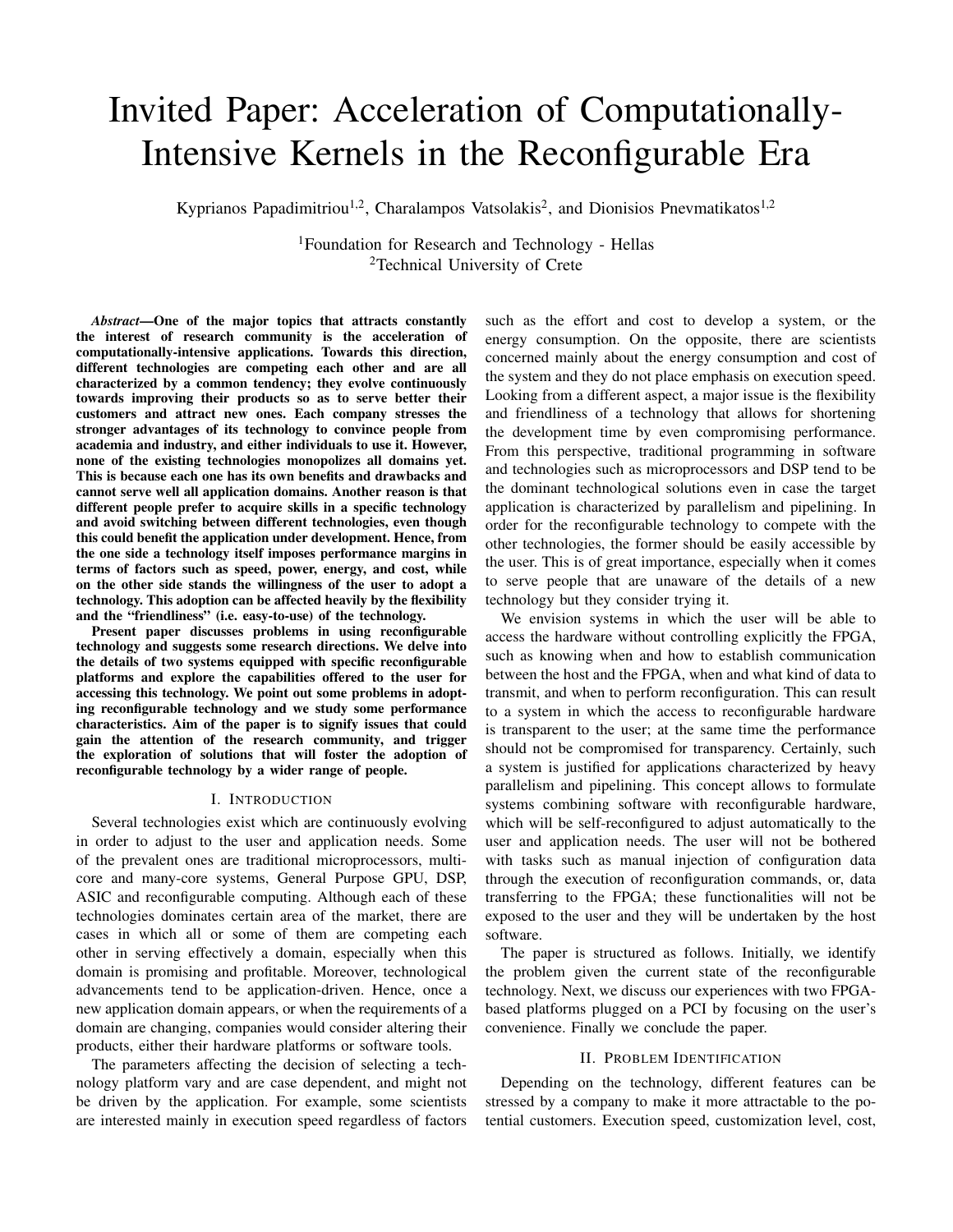# Invited Paper: Acceleration of Computationally-Intensive Kernels in the Reconfigurable Era

Kyprianos Papadimitriou[1,2], Charalampos Vatsolakis[2], and Dionisios Pnevmatikatos[1,2]

[1]Foundation for Research and Technology - Hellas
[2]Technical University of Crete

***Abstract*—One of the major topics that attracts constantly the interest of research community is the acceleration of computationally-intensive applications. Towards this direction, different technologies are competing each other and are all characterized by a common tendency; they evolve continuously towards improving their products so as to serve better their customers and attract new ones. Each company stresses the stronger advantages of its technology to convince people from academia and industry, and either individuals to use it. However, none of the existing technologies monopolizes all domains yet. This is because each one has its own benefits and drawbacks and cannot serve well all application domains. Another reason is that different people prefer to acquire skills in a specific technology and avoid switching between different technologies, even though this could benefit the application under development. Hence, from the one side a technology itself imposes performance margins in terms of factors such as speed, power, energy, and cost, while on the other side stands the willingness of the user to adopt a technology. This adoption can be affected heavily by the flexibility and the "friendliness" (i.e. easy-to-use) of the technology.**

**Present paper discusses problems in using reconfigurable technology and suggests some research directions. We delve into the details of two systems equipped with specific reconfigurable platforms and explore the capabilities offered to the user for accessing this technology. We point out some problems in adopting reconfigurable technology and we study some performance characteristics. Aim of the paper is to signify issues that could gain the attention of the research community, and trigger the exploration of solutions that will foster the adoption of reconfigurable technology by a wider range of people.**

## I. Introduction

Several technologies exist which are continuously evolving in order to adjust to the user and application needs. Some of the prevalent ones are traditional microprocessors, multi-core and many-core systems, General Purpose GPU, DSP, ASIC and reconfigurable computing. Although each of these technologies dominates certain area of the market, there are cases in which all or some of them are competing each other in serving effectively a domain, especially when this domain is promising and profitable. Moreover, technological advancements tend to be application-driven. Hence, once a new application domain appears, or when the requirements of a domain are changing, companies would consider altering their products, either their hardware platforms or software tools.

The parameters affecting the decision of selecting a technology platform vary and are case dependent, and might not be driven by the application. For example, some scientists are interested mainly in execution speed regardless of factors such as the effort and cost to develop a system, or the energy consumption. On the opposite, there are scientists concerned mainly about the energy consumption and cost of the system and they do not place emphasis on execution speed. Looking from a different aspect, a major issue is the flexibility and friendliness of a technology that allows for shortening the development time by even compromising performance. From this perspective, traditional programming in software and technologies such as microprocessors and DSP tend to be the dominant technological solutions even in case the target application is characterized by parallelism and pipelining. In order for the reconfigurable technology to compete with the other technologies, the former should be easily accessible by the user. This is of great importance, especially when it comes to serve people that are unaware of the details of a new technology but they consider trying it.

We envision systems in which the user will be able to access the hardware without controlling explicitly the FPGA, such as knowing when and how to establish communication between the host and the FPGA, when and what kind of data to transmit, and when to perform reconfiguration. This can result to a system in which the access to reconfigurable hardware is transparent to the user; at the same time the performance should not be compromised for transparency. Certainly, such a system is justified for applications characterized by heavy parallelism and pipelining. This concept allows to formulate systems combining software with reconfigurable hardware, which will be self-reconfigured to adjust automatically to the user and application needs. The user will not be bothered with tasks such as manual injection of configuration data through the execution of reconfiguration commands, or, data transferring to the FPGA; these functionalities will not be exposed to the user and they will be undertaken by the host software.

The paper is structured as follows. Initially, we identify the problem given the current state of the reconfigurable technology. Next, we discuss our experiences with two FPGA-based platforms plugged on a PCI by focusing on the user's convenience. Finally we conclude the paper.

## II. Problem Identification

Depending on the technology, different features can be stressed by a company to make it more attractable to the potential customers. Execution speed, customization level, cost,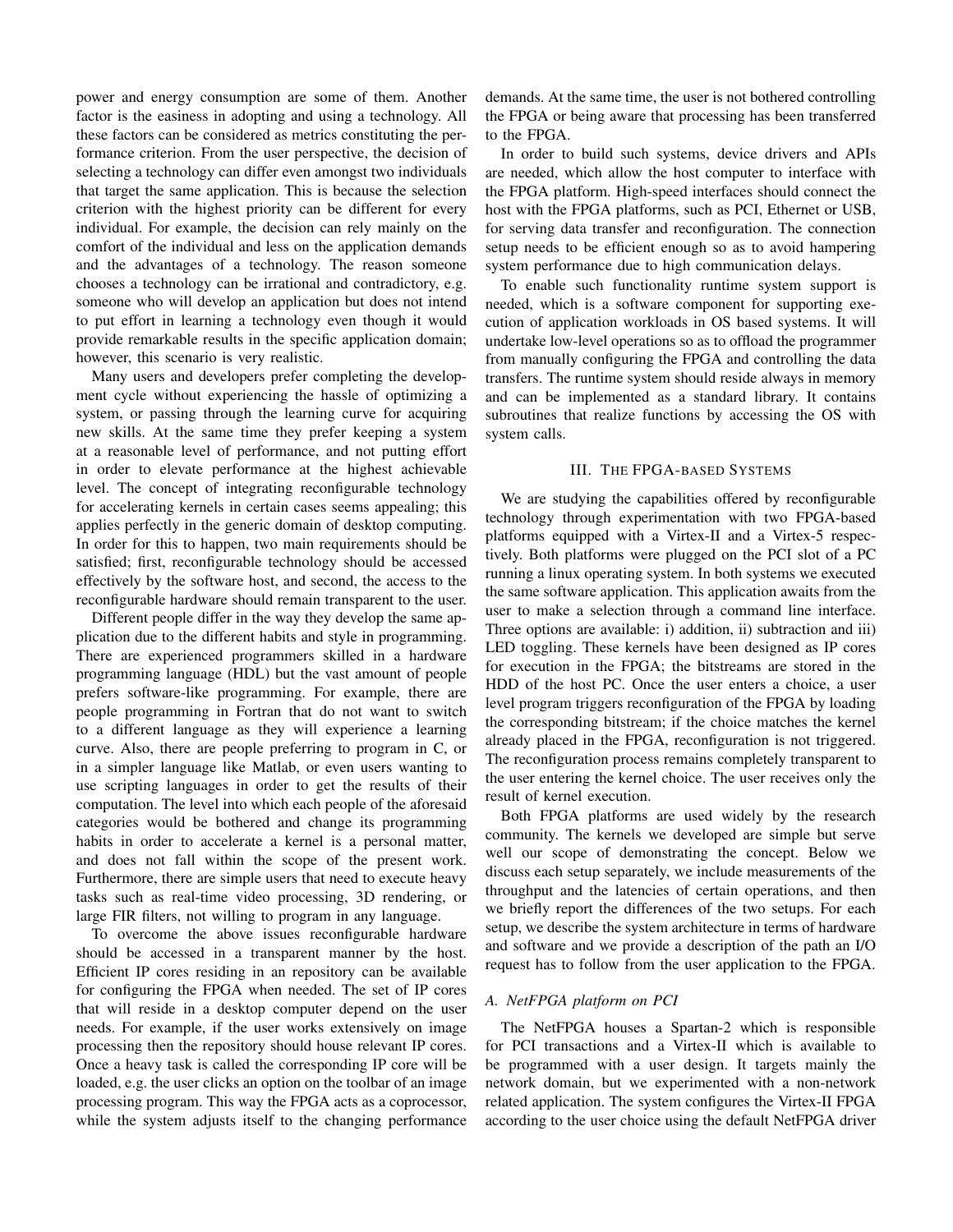power and energy consumption are some of them. Another factor is the easiness in adopting and using a technology. All these factors can be considered as metrics constituting the performance criterion. From the user perspective, the decision of selecting a technology can differ even amongst two individuals that target the same application. This is because the selection criterion with the highest priority can be different for every individual. For example, the decision can rely mainly on the comfort of the individual and less on the application demands and the advantages of a technology. The reason someone chooses a technology can be irrational and contradictory, e.g. someone who will develop an application but does not intend to put effort in learning a technology even though it would provide remarkable results in the specific application domain; however, this scenario is very realistic.

Many users and developers prefer completing the development cycle without experiencing the hassle of optimizing a system, or passing through the learning curve for acquiring new skills. At the same time they prefer keeping a system at a reasonable level of performance, and not putting effort in order to elevate performance at the highest achievable level. The concept of integrating reconfigurable technology for accelerating kernels in certain cases seems appealing; this applies perfectly in the generic domain of desktop computing. In order for this to happen, two main requirements should be satisfied; first, reconfigurable technology should be accessed effectively by the software host, and second, the access to the reconfigurable hardware should remain transparent to the user.

Different people differ in the way they develop the same application due to the different habits and style in programming. There are experienced programmers skilled in a hardware programming language (HDL) but the vast amount of people prefers software-like programming. For example, there are people programming in Fortran that do not want to switch to a different language as they will experience a learning curve. Also, there are people preferring to program in C, or in a simpler language like Matlab, or even users wanting to use scripting languages in order to get the results of their computation. The level into which each people of the aforesaid categories would be bothered and change its programming habits in order to accelerate a kernel is a personal matter, and does not fall within the scope of the present work. Furthermore, there are simple users that need to execute heavy tasks such as real-time video processing, 3D rendering, or large FIR filters, not willing to program in any language.

To overcome the above issues reconfigurable hardware should be accessed in a transparent manner by the host. Efficient IP cores residing in an repository can be available for configuring the FPGA when needed. The set of IP cores that will reside in a desktop computer depend on the user needs. For example, if the user works extensively on image processing then the repository should house relevant IP cores. Once a heavy task is called the corresponding IP core will be loaded, e.g. the user clicks an option on the toolbar of an image processing program. This way the FPGA acts as a coprocessor, while the system adjusts itself to the changing performance demands. At the same time, the user is not bothered controlling the FPGA or being aware that processing has been transferred to the FPGA.

In order to build such systems, device drivers and APIs are needed, which allow the host computer to interface with the FPGA platform. High-speed interfaces should connect the host with the FPGA platforms, such as PCI, Ethernet or USB, for serving data transfer and reconfiguration. The connection setup needs to be efficient enough so as to avoid hampering system performance due to high communication delays.

To enable such functionality runtime system support is needed, which is a software component for supporting execution of application workloads in OS based systems. It will undertake low-level operations so as to offload the programmer from manually configuring the FPGA and controlling the data transfers. The runtime system should reside always in memory and can be implemented as a standard library. It contains subroutines that realize functions by accessing the OS with system calls.

## III. The FPGA-based Systems

We are studying the capabilities offered by reconfigurable technology through experimentation with two FPGA-based platforms equipped with a Virtex-II and a Virtex-5 respectively. Both platforms were plugged on the PCI slot of a PC running a linux operating system. In both systems we executed the same software application. This application awaits from the user to make a selection through a command line interface. Three options are available: i) addition, ii) subtraction and iii) LED toggling. These kernels have been designed as IP cores for execution in the FPGA; the bitstreams are stored in the HDD of the host PC. Once the user enters a choice, a user level program triggers reconfiguration of the FPGA by loading the corresponding bitstream; if the choice matches the kernel already placed in the FPGA, reconfiguration is not triggered. The reconfiguration process remains completely transparent to the user entering the kernel choice. The user receives only the result of kernel execution.

Both FPGA platforms are used widely by the research community. The kernels we developed are simple but serve well our scope of demonstrating the concept. Below we discuss each setup separately, we include measurements of the throughput and the latencies of certain operations, and then we briefly report the differences of the two setups. For each setup, we describe the system architecture in terms of hardware and software and we provide a description of the path an I/O request has to follow from the user application to the FPGA.

### A. NetFPGA platform on PCI

The NetFPGA houses a Spartan-2 which is responsible for PCI transactions and a Virtex-II which is available to be programmed with a user design. It targets mainly the network domain, but we experimented with a non-network related application. The system configures the Virtex-II FPGA according to the user choice using the default NetFPGA driver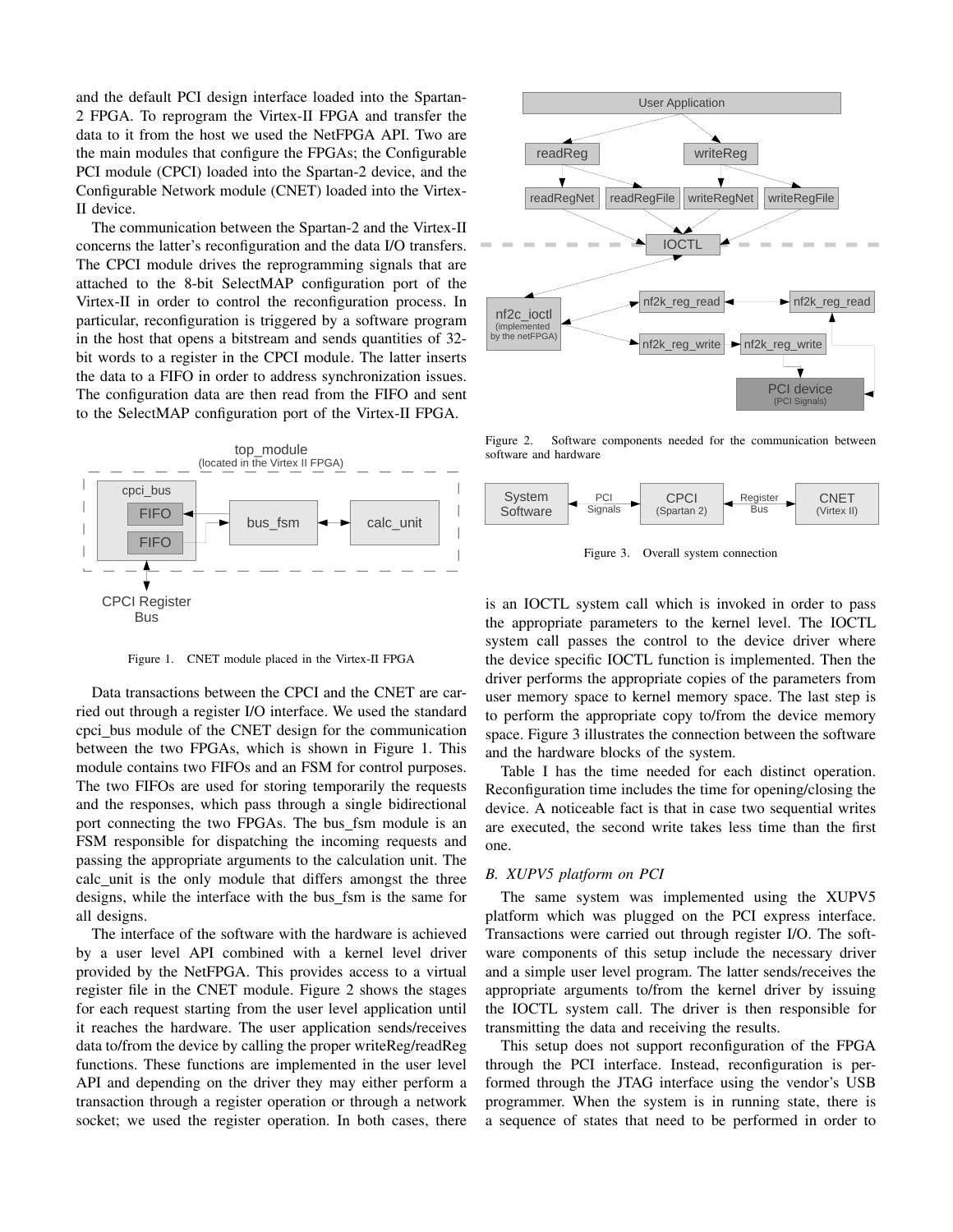and the default PCI design interface loaded into the Spartan-2 FPGA. To reprogram the Virtex-II FPGA and transfer the data to it from the host we used the NetFPGA API. Two are the main modules that configure the FPGAs; the Configurable PCI module (CPCI) loaded into the Spartan-2 device, and the Configurable Network module (CNET) loaded into the Virtex-II device.

The communication between the Spartan-2 and the Virtex-II concerns the latter's reconfiguration and the data I/O transfers. The CPCI module drives the reprogramming signals that are attached to the 8-bit SelectMAP configuration port of the Virtex-II in order to control the reconfiguration process. In particular, reconfiguration is triggered by a software program in the host that opens a bitstream and sends quantities of 32-bit words to a register in the CPCI module. The latter inserts the data to a FIFO in order to address synchronization issues. The configuration data are then read from the FIFO and sent to the SelectMAP configuration port of the Virtex-II FPGA.

Figure 1. CNET module placed in the Virtex-II FPGA

Data transactions between the CPCI and the CNET are carried out through a register I/O interface. We used the standard cpci_bus module of the CNET design for the communication between the two FPGAs, which is shown in Figure 1. This module contains two FIFOs and an FSM for control purposes. The two FIFOs are used for storing temporarily the requests and the responses, which pass through a single bidirectional port connecting the two FPGAs. The bus_fsm module is an FSM responsible for dispatching the incoming requests and passing the appropriate arguments to the calculation unit. The calc_unit is the only module that differs amongst the three designs, while the interface with the bus_fsm is the same for all designs.

The interface of the software with the hardware is achieved by a user level API combined with a kernel level driver provided by the NetFPGA. This provides access to a virtual register file in the CNET module. Figure 2 shows the stages for each request starting from the user level application until it reaches the hardware. The user application sends/receives data to/from the device by calling the proper writeReg/readReg functions. These functions are implemented in the user level API and depending on the driver they may either perform a transaction through a register operation or through a network socket; we used the register operation. In both cases, there is an IOCTL system call which is invoked in order to pass the appropriate parameters to the kernel level. The IOCTL system call passes the control to the device driver where the device specific IOCTL function is implemented. Then the driver performs the appropriate copies of the parameters from user memory space to kernel memory space. The last step is to perform the appropriate copy to/from the device memory space. Figure 3 illustrates the connection between the software and the hardware blocks of the system.

Figure 2. Software components needed for the communication between software and hardware

Figure 3. Overall system connection

Table I has the time needed for each distinct operation. Reconfiguration time includes the time for opening/closing the device. A noticeable fact is that in case two sequential writes are executed, the second write takes less time than the first one.

### B. XUPV5 platform on PCI

The same system was implemented using the XUPV5 platform which was plugged on the PCI express interface. Transactions were carried out through register I/O. The software components of this setup include the necessary driver and a simple user level program. The latter sends/receives the appropriate arguments to/from the kernel driver by issuing the IOCTL system call. The driver is then responsible for transmitting the data and receiving the results.

This setup does not support reconfiguration of the FPGA through the PCI interface. Instead, reconfiguration is performed through the JTAG interface using the vendor's USB programmer. When the system is in running state, there is a sequence of states that need to be performed in order to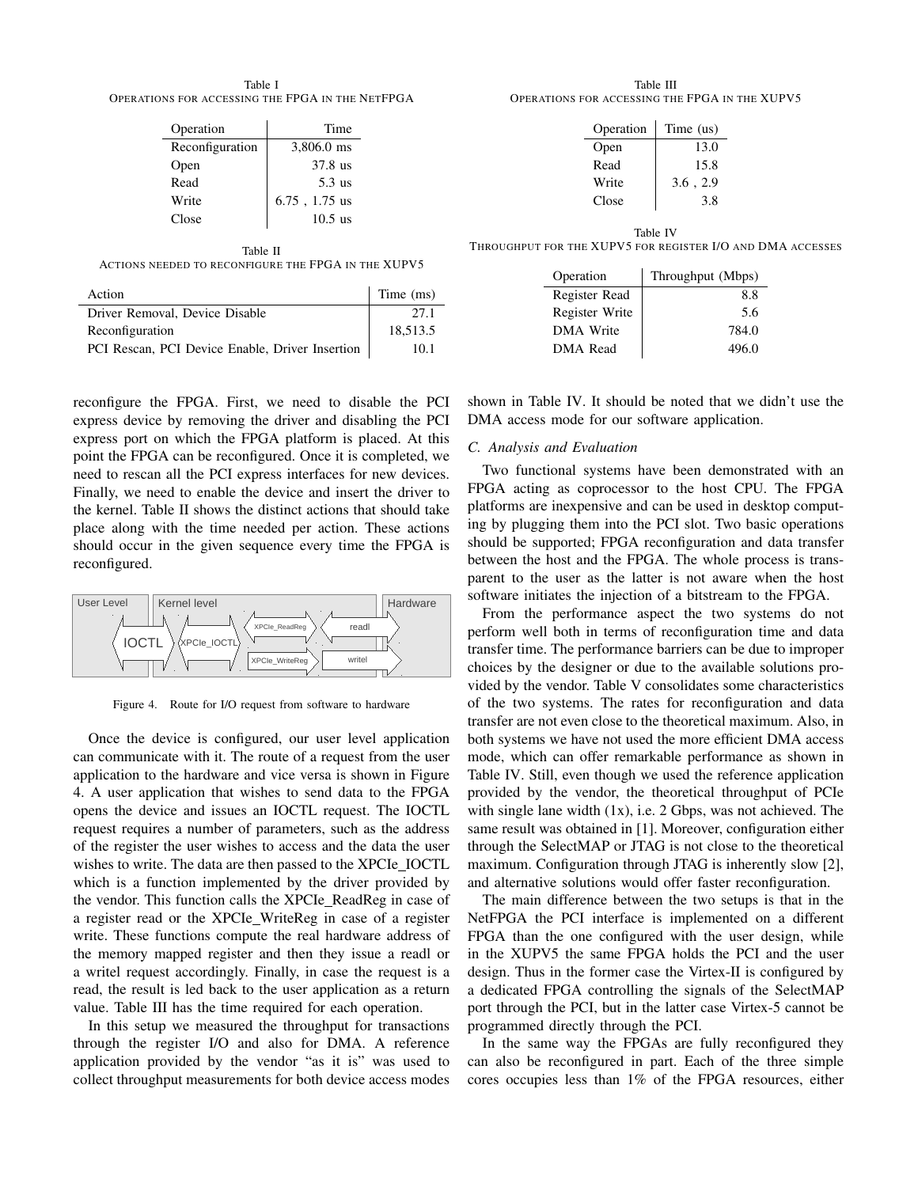Table I
OPERATIONS FOR ACCESSING THE FPGA IN THE NETFPGA

| Operation | Time |
| --- | --- |
| Reconfiguration | 3,806.0 ms |
| Open | 37.8 us |
| Read | 5.3 us |
| Write | 6.75 , 1.75 us |
| Close | 10.5 us |

Table II
ACTIONS NEEDED TO RECONFIGURE THE FPGA IN THE XUPV5

| Action | Time (ms) |
| --- | --- |
| Driver Removal, Device Disable | 27.1 |
| Reconfiguration | 18,513.5 |
| PCI Rescan, PCI Device Enable, Driver Insertion | 10.1 |

reconfigure the FPGA. First, we need to disable the PCI express device by removing the driver and disabling the PCI express port on which the FPGA platform is placed. At this point the FPGA can be reconfigured. Once it is completed, we need to rescan all the PCI express interfaces for new devices. Finally, we need to enable the device and insert the driver to the kernel. Table II shows the distinct actions that should take place along with the time needed per action. These actions should occur in the given sequence every time the FPGA is reconfigured.

Figure 4. Route for I/O request from software to hardware

Once the device is configured, our user level application can communicate with it. The route of a request from the user application to the hardware and vice versa is shown in Figure 4. A user application that wishes to send data to the FPGA opens the device and issues an IOCTL request. The IOCTL request requires a number of parameters, such as the address of the register the user wishes to access and the data the user wishes to write. The data are then passed to the XPCIe_IOCTL which is a function implemented by the driver provided by the vendor. This function calls the XPCIe_ReadReg in case of a register read or the XPCIe_WriteReg in case of a register write. These functions compute the real hardware address of the memory mapped register and then they issue a readl or a writel request accordingly. Finally, in case the request is a read, the result is led back to the user application as a return value. Table III has the time required for each operation.

In this setup we measured the throughput for transactions through the register I/O and also for DMA. A reference application provided by the vendor "as it is" was used to collect throughput measurements for both device access modes shown in Table IV. It should be noted that we didn't use the DMA access mode for our software application.

Table III
OPERATIONS FOR ACCESSING THE FPGA IN THE XUPV5

| Operation | Time (us) |
| --- | --- |
| Open | 13.0 |
| Read | 15.8 |
| Write | 3.6 , 2.9 |
| Close | 3.8 |

Table IV
THROUGHPUT FOR THE XUPV5 FOR REGISTER I/O AND DMA ACCESSES

| Operation | Throughput (Mbps) |
| --- | --- |
| Register Read | 8.8 |
| Register Write | 5.6 |
| DMA Write | 784.0 |
| DMA Read | 496.0 |

### C. Analysis and Evaluation

Two functional systems have been demonstrated with an FPGA acting as coprocessor to the host CPU. The FPGA platforms are inexpensive and can be used in desktop computing by plugging them into the PCI slot. Two basic operations should be supported; FPGA reconfiguration and data transfer between the host and the FPGA. The whole process is transparent to the user as the latter is not aware when the host software initiates the injection of a bitstream to the FPGA.

From the performance aspect the two systems do not perform well both in terms of reconfiguration time and data transfer time. The performance barriers can be due to improper choices by the designer or due to the available solutions provided by the vendor. Table V consolidates some characteristics of the two systems. The rates for reconfiguration and data transfer are not even close to the theoretical maximum. Also, in both systems we have not used the more efficient DMA access mode, which can offer remarkable performance as shown in Table IV. Still, even though we used the reference application provided by the vendor, the theoretical throughput of PCIe with single lane width (1x), i.e. 2 Gbps, was not achieved. The same result was obtained in [1]. Moreover, configuration either through the SelectMAP or JTAG is not close to the theoretical maximum. Configuration through JTAG is inherently slow [2], and alternative solutions would offer faster reconfiguration.

The main difference between the two setups is that in the NetFPGA the PCI interface is implemented on a different FPGA than the one configured with the user design, while in the XUPV5 the same FPGA holds the PCI and the user design. Thus in the former case the Virtex-II is configured by a dedicated FPGA controlling the signals of the SelectMAP port through the PCI, but in the latter case Virtex-5 cannot be programmed directly through the PCI.

In the same way the FPGAs are fully reconfigured they can also be reconfigured in part. Each of the three simple cores occupies less than 1% of the FPGA resources, either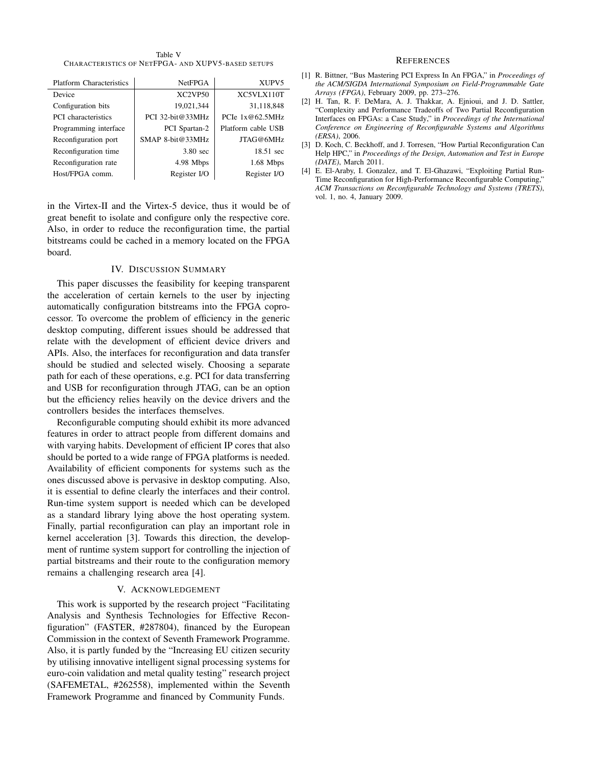Table V
CHARACTERISTICS OF NETFPGA- AND XUPV5-BASED SETUPS

| Platform Characteristics | NetFPGA | XUPV5 |
|---|---|---|
| Device | XC2VP50 | XC5VLX110T |
| Configuration bits | 19,021,344 | 31,118,848 |
| PCI characteristics | PCI 32-bit@33MHz | PCIe 1x@62.5MHz |
| Programming interface | PCI Spartan-2 | Platform cable USB |
| Reconfiguration port | SMAP 8-bit@33MHz | JTAG@6MHz |
| Reconfiguration time | 3.80 sec | 18.51 sec |
| Reconfiguration rate | 4.98 Mbps | 1.68 Mbps |
| Host/FPGA comm. | Register I/O | Register I/O |

in the Virtex-II and the Virtex-5 device, thus it would be of great benefit to isolate and configure only the respective core. Also, in order to reduce the reconfiguration time, the partial bitstreams could be cached in a memory located on the FPGA board.

## IV. Discussion Summary

This paper discusses the feasibility for keeping transparent the acceleration of certain kernels to the user by injecting automatically configuration bitstreams into the FPGA coprocessor. To overcome the problem of efficiency in the generic desktop computing, different issues should be addressed that relate with the development of efficient device drivers and APIs. Also, the interfaces for reconfiguration and data transfer should be studied and selected wisely. Choosing a separate path for each of these operations, e.g. PCI for data transferring and USB for reconfiguration through JTAG, can be an option but the efficiency relies heavily on the device drivers and the controllers besides the interfaces themselves.

Reconfigurable computing should exhibit its more advanced features in order to attract people from different domains and with varying habits. Development of efficient IP cores that also should be ported to a wide range of FPGA platforms is needed. Availability of efficient components for systems such as the ones discussed above is pervasive in desktop computing. Also, it is essential to define clearly the interfaces and their control. Run-time system support is needed which can be developed as a standard library lying above the host operating system. Finally, partial reconfiguration can play an important role in kernel acceleration [3]. Towards this direction, the development of runtime system support for controlling the injection of partial bitstreams and their route to the configuration memory remains a challenging research area [4].

## V. Acknowledgement

This work is supported by the research project "Facilitating Analysis and Synthesis Technologies for Effective Reconfiguration" (FASTER, #287804), financed by the European Commission in the context of Seventh Framework Programme. Also, it is partly funded by the "Increasing EU citizen security by utilising innovative intelligent signal processing systems for euro-coin validation and metal quality testing" research project (SAFEMETAL, #262558), implemented within the Seventh Framework Programme and financed by Community Funds.

## References

[1] R. Bittner, "Bus Mastering PCI Express In An FPGA," in *Proceedings of the ACM/SIGDA International Symposium on Field-Programmable Gate Arrays (FPGA)*, February 2009, pp. 273–276.

[2] H. Tan, R. F. DeMara, A. J. Thakkar, A. Ejnioui, and J. D. Sattler, "Complexity and Performance Tradeoffs of Two Partial Reconfiguration Interfaces on FPGAs: a Case Study," in *Proceedings of the International Conference on Engineering of Reconfigurable Systems and Algorithms (ERSA)*, 2006.

[3] D. Koch, C. Beckhoff, and J. Torresen, "How Partial Reconfiguration Can Help HPC," in *Proceedings of the Design, Automation and Test in Europe (DATE)*, March 2011.

[4] E. El-Araby, I. Gonzalez, and T. El-Ghazawi, "Exploiting Partial Run-Time Reconfiguration for High-Performance Reconfigurable Computing," *ACM Transactions on Reconfigurable Technology and Systems (TRETS)*, vol. 1, no. 4, January 2009.